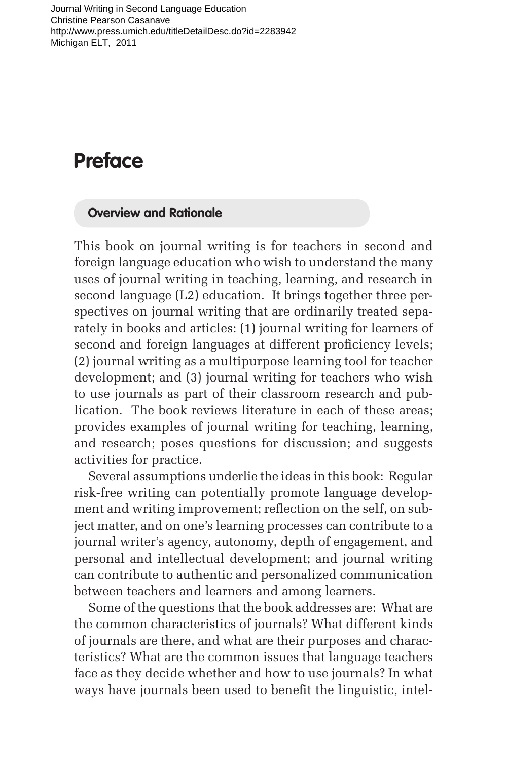# Preface

## Overview and Rationale

This book on journal writing is for teachers in second and foreign language education who wish to understand the many uses of journal writing in teaching, learning, and research in second language (L2) education. It brings together three perspectives on journal writing that are ordinarily treated separately in books and articles: (1) journal writing for learners of second and foreign languages at different proficiency levels; (2) journal writing as a multipurpose learning tool for teacher development; and (3) journal writing for teachers who wish to use journals as part of their classroom research and publication. The book reviews literature in each of these areas; provides examples of journal writing for teaching, learning, and research; poses questions for discussion; and suggests activities for practice.

Several assumptions underlie the ideas in this book: Regular risk-free writing can potentially promote language development and writing improvement; reflection on the self, on subject matter, and on one's learning processes can contribute to a journal writer's agency, autonomy, depth of engagement, and personal and intellectual development; and journal writing can contribute to authentic and personalized communication between teachers and learners and among learners.

Some of the questions that the book addresses are: What are the common characteristics of journals? What different kinds of journals are there, and what are their purposes and characteristics? What are the common issues that language teachers face as they decide whether and how to use journals? In what ways have journals been used to benefit the linguistic, intel-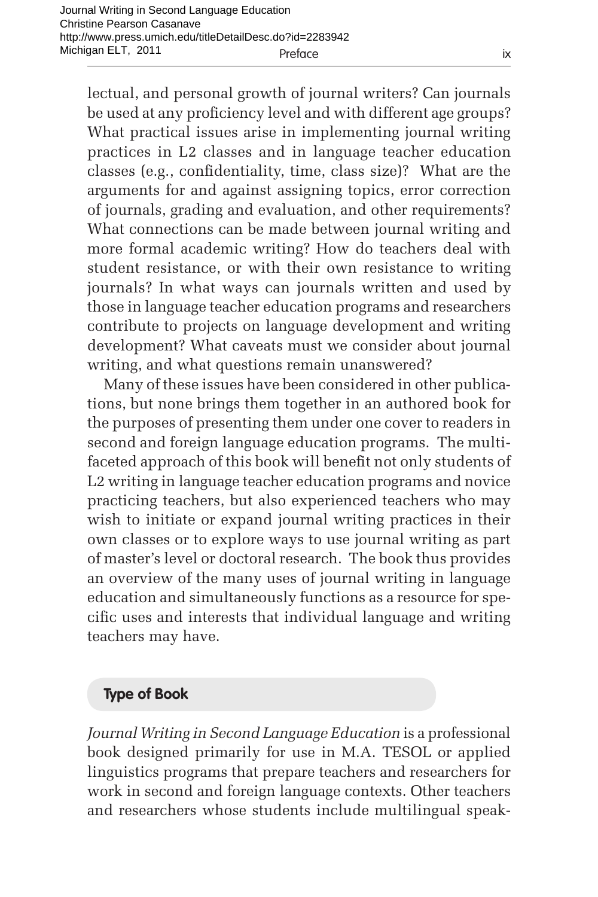lectual, and personal growth of journal writers? Can journals be used at any proficiency level and with different age groups? What practical issues arise in implementing journal writing practices in L2 classes and in language teacher education classes (e.g., confidentiality, time, class size)? What are the arguments for and against assigning topics, error correction of journals, grading and evaluation, and other requirements? What connections can be made between journal writing and more formal academic writing? How do teachers deal with student resistance, or with their own resistance to writing journals? In what ways can journals written and used by those in language teacher education programs and researchers contribute to projects on language development and writing development? What caveats must we consider about journal writing, and what questions remain unanswered?

Many of these issues have been considered in other publications, but none brings them together in an authored book for the purposes of presenting them under one cover to readers in second and foreign language education programs. The multifaceted approach of this book will benefit not only students of L2 writing in language teacher education programs and novice practicing teachers, but also experienced teachers who may wish to initiate or expand journal writing practices in their own classes or to explore ways to use journal writing as part of master's level or doctoral research. The book thus provides an overview of the many uses of journal writing in language education and simultaneously functions as a resource for specific uses and interests that individual language and writing teachers may have.

## Type of Book

*Journal Writing in Second Language Education* is a professional book designed primarily for use in M.A. TESOL or applied linguistics programs that prepare teachers and researchers for work in second and foreign language contexts. Other teachers and researchers whose students include multilingual speak-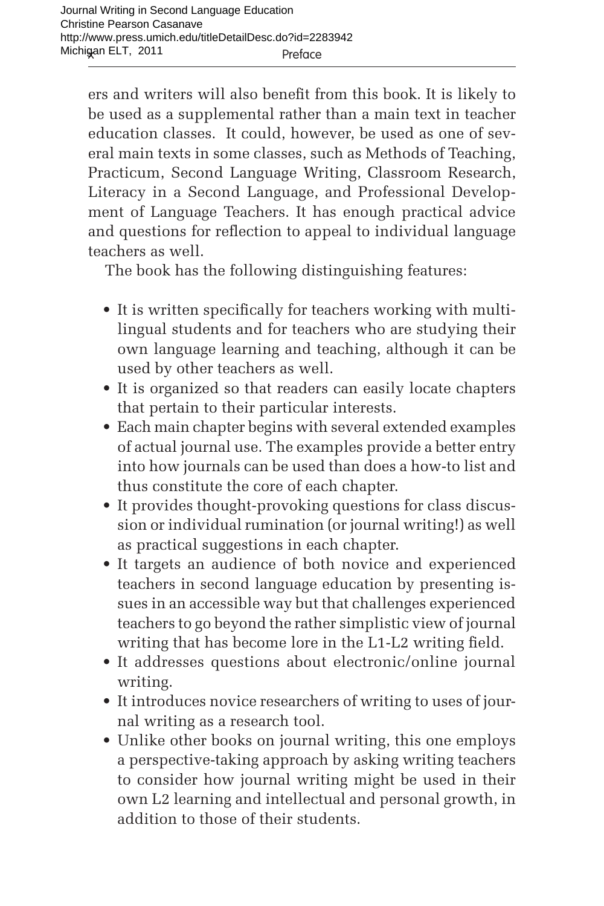ers and writers will also benefit from this book. It is likely to be used as a supplemental rather than a main text in teacher education classes. It could, however, be used as one of several main texts in some classes, such as Methods of Teaching, Practicum, Second Language Writing, Classroom Research, Literacy in a Second Language, and Professional Development of Language Teachers. It has enough practical advice and questions for reflection to appeal to individual language teachers as well.

The book has the following distinguishing features:

- It is written specifically for teachers working with multilingual students and for teachers who are studying their own language learning and teaching, although it can be used by other teachers as well.
- It is organized so that readers can easily locate chapters that pertain to their particular interests.
- Each main chapter begins with several extended examples of actual journal use. The examples provide a better entry into how journals can be used than does a how-to list and thus constitute the core of each chapter.
- It provides thought-provoking questions for class discussion or individual rumination (or journal writing!) as well as practical suggestions in each chapter.
- It targets an audience of both novice and experienced teachers in second language education by presenting issues in an accessible way but that challenges experienced teachers to go beyond the rather simplistic view of journal writing that has become lore in the L1-L2 writing field.
- It addresses questions about electronic/online journal writing.
- It introduces novice researchers of writing to uses of journal writing as a research tool.
- Unlike other books on journal writing, this one employs a perspective-taking approach by asking writing teachers to consider how journal writing might be used in their own L2 learning and intellectual and personal growth, in addition to those of their students.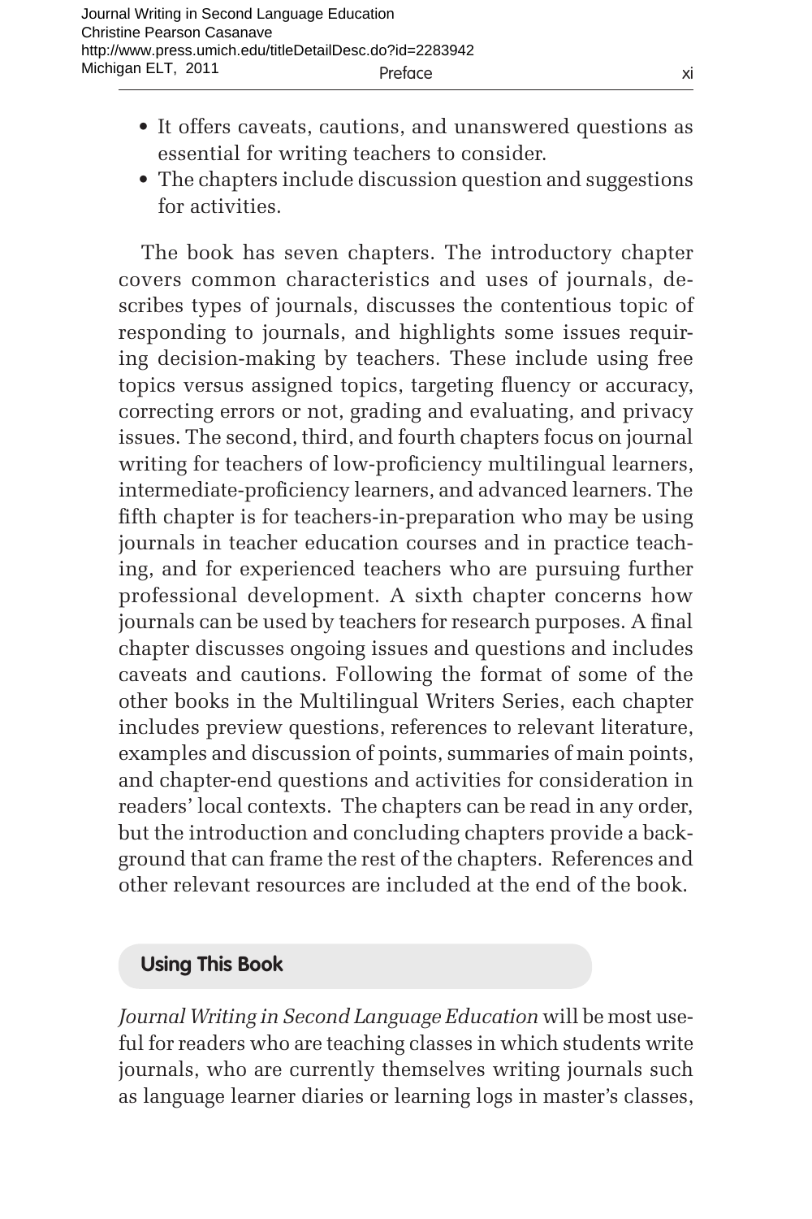- It offers caveats, cautions, and unanswered questions as essential for writing teachers to consider.
- The chapters include discussion question and suggestions for activities.

The book has seven chapters. The introductory chapter covers common characteristics and uses of journals, describes types of journals, discusses the contentious topic of responding to journals, and highlights some issues requiring decision-making by teachers. These include using free topics versus assigned topics, targeting fluency or accuracy, correcting errors or not, grading and evaluating, and privacy issues. The second, third, and fourth chapters focus on journal writing for teachers of low-proficiency multilingual learners, intermediate-proficiency learners, and advanced learners. The fifth chapter is for teachers-in-preparation who may be using journals in teacher education courses and in practice teaching, and for experienced teachers who are pursuing further professional development. A sixth chapter concerns how journals can be used by teachers for research purposes. A final chapter discusses ongoing issues and questions and includes caveats and cautions. Following the format of some of the other books in the Multilingual Writers Series, each chapter includes preview questions, references to relevant literature, examples and discussion of points, summaries of main points, and chapter-end questions and activities for consideration in readers' local contexts. The chapters can be read in any order, but the introduction and concluding chapters provide a background that can frame the rest of the chapters. References and other relevant resources are included at the end of the book.

## Using This Book

*Journal Writing in Second Language Education* will be most useful for readers who are teaching classes in which students write journals, who are currently themselves writing journals such as language learner diaries or learning logs in master's classes,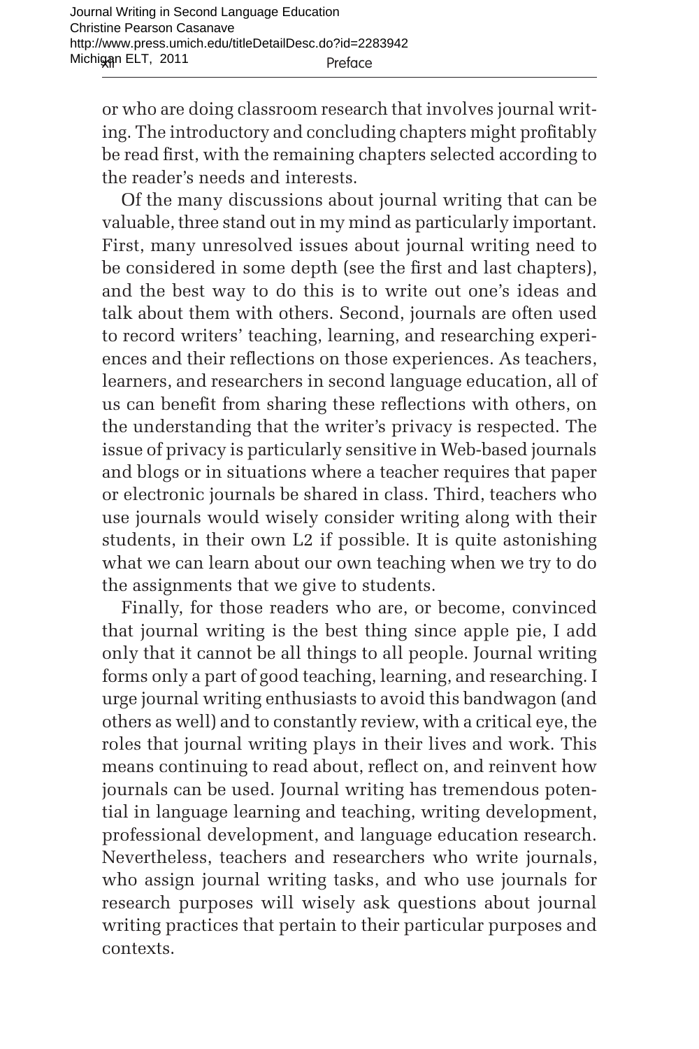or who are doing classroom research that involves journal writing. The introductory and concluding chapters might profitably be read first, with the remaining chapters selected according to the reader's needs and interests.

Of the many discussions about journal writing that can be valuable, three stand out in my mind as particularly important. First, many unresolved issues about journal writing need to be considered in some depth (see the first and last chapters), and the best way to do this is to write out one's ideas and talk about them with others. Second, journals are often used to record writers' teaching, learning, and researching experiences and their reflections on those experiences. As teachers, learners, and researchers in second language education, all of us can benefit from sharing these reflections with others, on the understanding that the writer's privacy is respected. The issue of privacy is particularly sensitive in Web-based journals and blogs or in situations where a teacher requires that paper or electronic journals be shared in class. Third, teachers who use journals would wisely consider writing along with their students, in their own L2 if possible. It is quite astonishing what we can learn about our own teaching when we try to do the assignments that we give to students.

Finally, for those readers who are, or become, convinced that journal writing is the best thing since apple pie, I add only that it cannot be all things to all people. Journal writing forms only a part of good teaching, learning, and researching. I urge journal writing enthusiasts to avoid this bandwagon (and others as well) and to constantly review, with a critical eye, the roles that journal writing plays in their lives and work. This means continuing to read about, reflect on, and reinvent how journals can be used. Journal writing has tremendous potential in language learning and teaching, writing development, professional development, and language education research. Nevertheless, teachers and researchers who write journals, who assign journal writing tasks, and who use journals for research purposes will wisely ask questions about journal writing practices that pertain to their particular purposes and contexts.